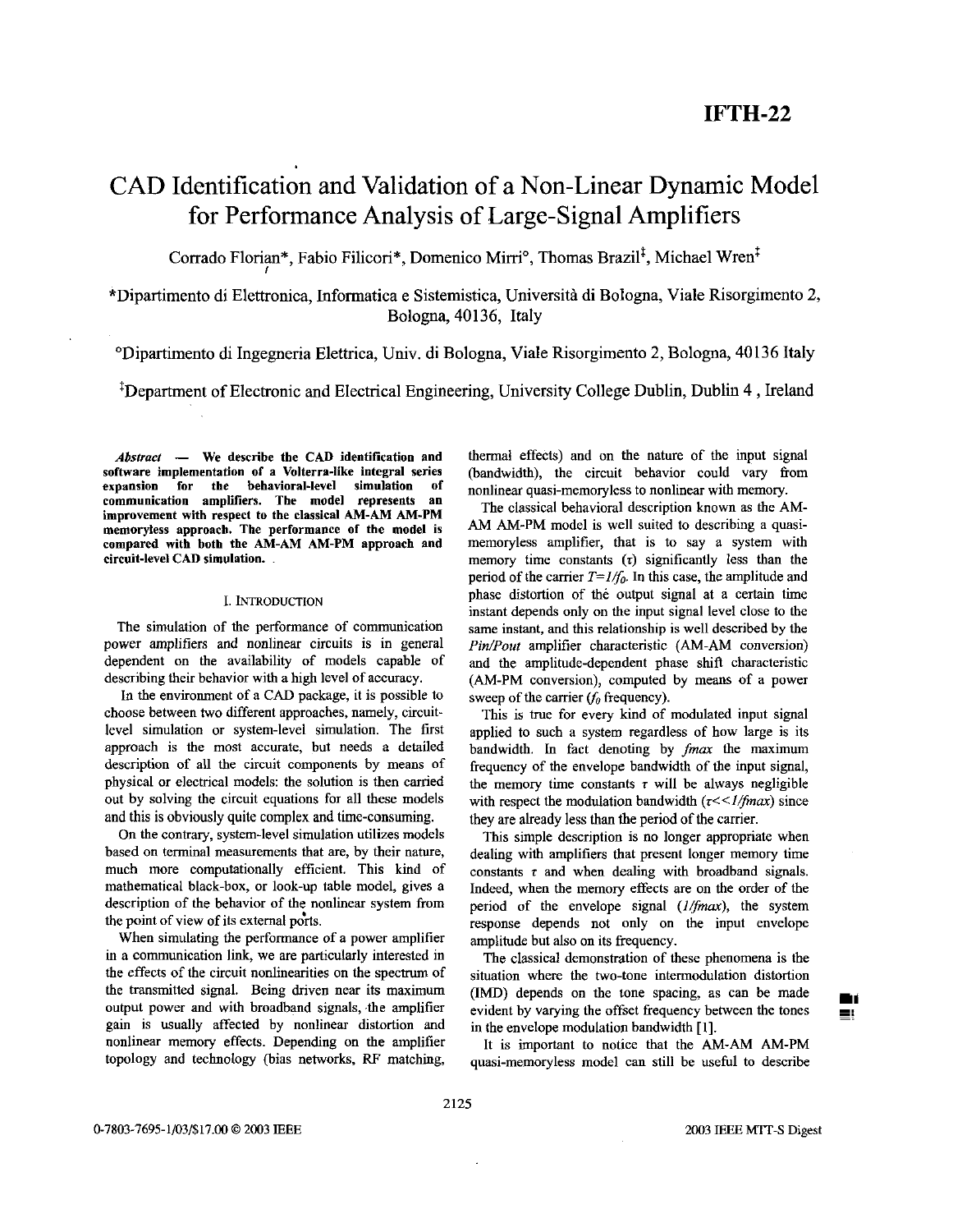# CAD Identification and Validation of a Non-Linear Dynamic Model for Performance Analysis of Large-Signal Amplifiers

Corrado Florian*, Fabio Filicori*, Domenico Mirri°, Thomas Brazil‡, Michael Wren‡

*Dipartimento di Elettronica, Informatica e Sistemistica, Università di Bologna, Viale Risorgimento 2, Bologna, 40136, Italy

°Dipartimento di Ingegneria Elettrica, Univ. di Bologna, Viale Risorgimento 2, Bologna, 40136 Italy

‡Department of Electronic and Electrical Engineering, University College Dublin, Dublin 4, Ireland

***Abstract*** **— We describe the CAD identification and software implementation of a Volterra-like integral series expansion for the behavioral-level simulation of communication amplifiers. The model represents an improvement with respect to the classical AM-AM AM-PM memoryless approach. The performance of the model is compared with both the AM-AM AM-PM approach and circuit-level CAD simulation.**

## I. Introduction

The simulation of the performance of communication power amplifiers and nonlinear circuits is in general dependent on the availability of models capable of describing their behavior with a high level of accuracy.

In the environment of a CAD package, it is possible to choose between two different approaches, namely, circuit-level simulation or system-level simulation. The first approach is the most accurate, but needs a detailed description of all the circuit components by means of physical or electrical models: the solution is then carried out by solving the circuit equations for all these models and this is obviously quite complex and time-consuming.

On the contrary, system-level simulation utilizes models based on terminal measurements that are, by their nature, much more computationally efficient. This kind of mathematical black-box, or look-up table model, gives a description of the behavior of the nonlinear system from the point of view of its external ports.

When simulating the performance of a power amplifier in a communication link, we are particularly interested in the effects of the circuit nonlinearities on the spectrum of the transmitted signal. Being driven near its maximum output power and with broadband signals, the amplifier gain is usually affected by nonlinear distortion and nonlinear memory effects. Depending on the amplifier topology and technology (bias networks, RF matching, thermal effects) and on the nature of the input signal (bandwidth), the circuit behavior could vary from nonlinear quasi-memoryless to nonlinear with memory.

The classical behavioral description known as the AM-AM AM-PM model is well suited to describing a quasi-memoryless amplifier, that is to say a system with memory time constants ($\tau$) significantly less than the period of the carrier $T=1/f_0$. In this case, the amplitude and phase distortion of the output signal at a certain time instant depends only on the input signal level close to the same instant, and this relationship is well described by the *Pin/Pout* amplifier characteristic (AM-AM conversion) and the amplitude-dependent phase shift characteristic (AM-PM conversion), computed by means of a power sweep of the carrier ($f_0$ frequency).

This is true for every kind of modulated input signal applied to such a system regardless of how large is its bandwidth. In fact denoting by *fmax* the maximum frequency of the envelope bandwidth of the input signal, the memory time constants $\tau$ will be always negligible with respect the modulation bandwidth ($\tau << 1/fmax$) since they are already less than the period of the carrier.

This simple description is no longer appropriate when dealing with amplifiers that present longer memory time constants $\tau$ and when dealing with broadband signals. Indeed, when the memory effects are on the order of the period of the envelope signal ($1/fmax$), the system response depends not only on the input envelope amplitude but also on its frequency.

The classical demonstration of these phenomena is the situation where the two-tone intermodulation distortion (IMD) depends on the tone spacing, as can be made evident by varying the offset frequency between the tones in the envelope modulation bandwidth [1].

It is important to notice that the AM-AM AM-PM quasi-memoryless model can still be useful to describe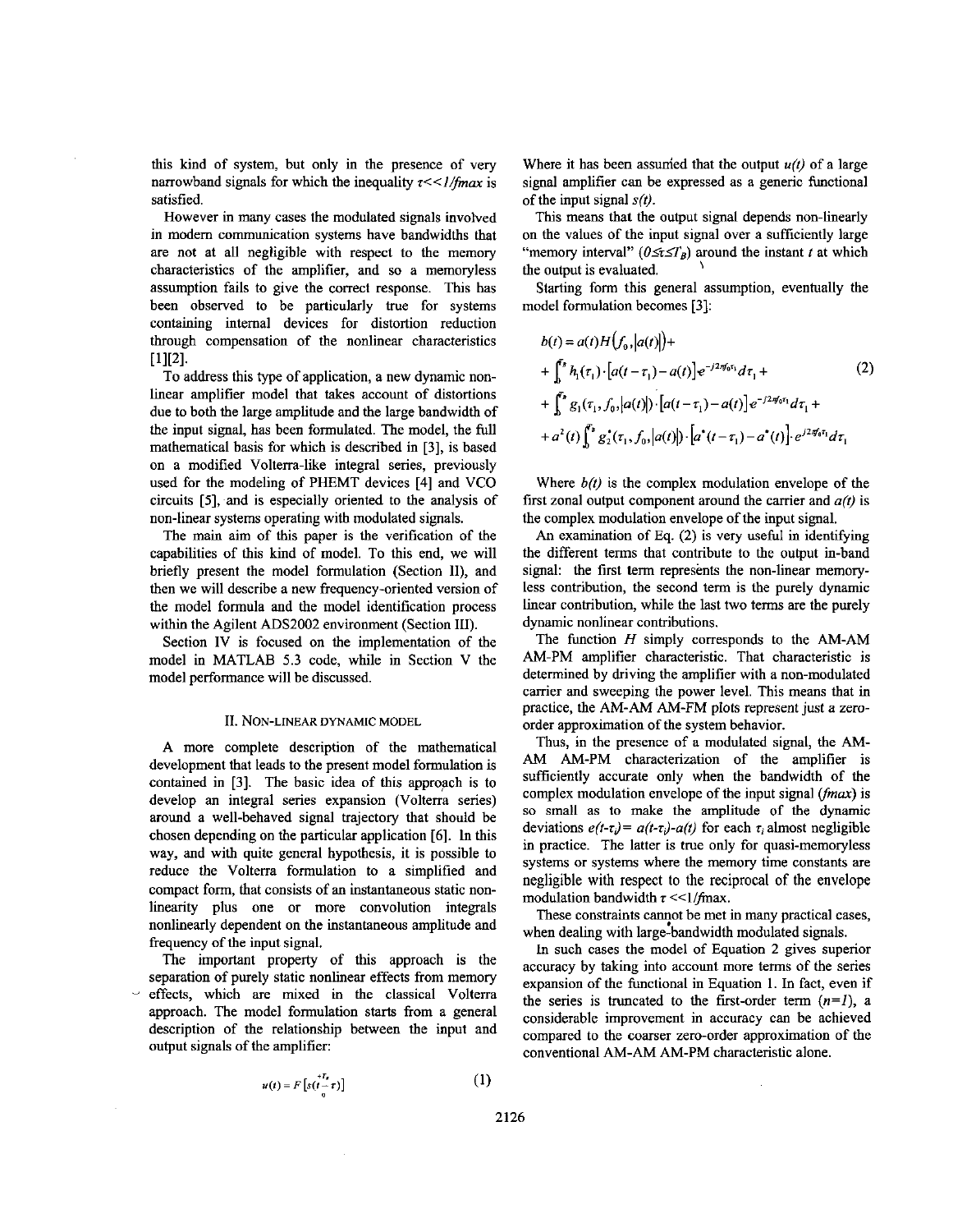this kind of system, but only in the presence of very narrowband signals for which the inequality $\tau << 1/fmax$ is satisfied.

However in many cases the modulated signals involved in modern communication systems have bandwidths that are not at all negligible with respect to the memory characteristics of the amplifier, and so a memoryless assumption fails to give the correct response. This has been observed to be particularly true for systems containing internal devices for distortion reduction through compensation of the nonlinear characteristics [1][2].

To address this type of application, a new dynamic non-linear amplifier model that takes account of distortions due to both the large amplitude and the large bandwidth of the input signal, has been formulated. The model, the full mathematical basis for which is described in [3], is based on a modified Volterra-like integral series, previously used for the modeling of PHEMT devices [4] and VCO circuits [5], and is especially oriented to the analysis of non-linear systems operating with modulated signals.

The main aim of this paper is the verification of the capabilities of this kind of model. To this end, we will briefly present the model formulation (Section II), and then we will describe a new frequency-oriented version of the model formula and the model identification process within the Agilent ADS2002 environment (Section III).

Section IV is focused on the implementation of the model in MATLAB 5.3 code, while in Section V the model performance will be discussed.

## II. Non-linear dynamic model

A more complete description of the mathematical development that leads to the present model formulation is contained in [3]. The basic idea of this approach is to develop an integral series expansion (Volterra series) around a well-behaved signal trajectory that should be chosen depending on the particular application [6]. In this way, and with quite general hypothesis, it is possible to reduce the Volterra formulation to a simplified and compact form, that consists of an instantaneous static non-linearity plus one or more convolution integrals nonlinearly dependent on the instantaneous amplitude and frequency of the input signal.

The important property of this approach is the separation of purely static nonlinear effects from memory effects, which are mixed in the classical Volterra approach. The model formulation starts from a general description of the relationship between the input and output signals of the amplifier:

$$u(t) = F\left[s(t-\tau)\right]_{0}^{+T_B} \qquad (1)$$

Where it has been assumed that the output $u(t)$ of a large signal amplifier can be expressed as a generic functional of the input signal $s(t)$.

This means that the output signal depends non-linearly on the values of the input signal over a sufficiently large "memory interval" ($0 \leq \tau \leq T_B$) around the instant $t$ at which the output is evaluated.

Starting form this general assumption, eventually the model formulation becomes [3]:

$$\begin{aligned}
b(t) &= a(t)H\left(f_0, |a(t)|\right) + \\
&+ \int_0^{T_B} h_1(\tau_1)\cdot\left[a(t-\tau_1) - a(t)\right]e^{-j2\pi f_0 \tau_1} d\tau_1 + \\
&+ \int_0^{T_B} g_1\left(\tau_1, f_0, |a(t)|\right)\cdot\left[a(t-\tau_1) - a(t)\right]e^{-j2\pi f_0 \tau_1} d\tau_1 + \\
&+ a^2(t)\int_0^{T_B} g_2^*\left(\tau_1, f_0, |a(t)|\right)\cdot\left[a^*(t-\tau_1) - a^*(t)\right]\cdot e^{j2\pi f_0 \tau_1} d\tau_1
\end{aligned} \qquad (2)$$

Where $b(t)$ is the complex modulation envelope of the first zonal output component around the carrier and $a(t)$ is the complex modulation envelope of the input signal.

An examination of Eq. (2) is very useful in identifying the different terms that contribute to the output in-band signal: the first term represents the non-linear memory-less contribution, the second term is the purely dynamic linear contribution, while the last two terms are the purely dynamic nonlinear contributions.

The function $H$ simply corresponds to the AM-AM AM-PM amplifier characteristic. That characteristic is determined by driving the amplifier with a non-modulated carrier and sweeping the power level. This means that in practice, the AM-AM AM-FM plots represent just a zero-order approximation of the system behavior.

Thus, in the presence of a modulated signal, the AM-AM AM-PM characterization of the amplifier is sufficiently accurate only when the bandwidth of the complex modulation envelope of the input signal (*fmax*) is so small as to make the amplitude of the dynamic deviations $e(t-\tau_i) = a(t-\tau_i) - a(t)$ for each $\tau_i$ almost negligible in practice. The latter is true only for quasi-memoryless systems or systems where the memory time constants are negligible with respect to the reciprocal of the envelope modulation bandwidth $\tau << 1/fmax$.

These constraints cannot be met in many practical cases, when dealing with large-bandwidth modulated signals.

In such cases the model of Equation 2 gives superior accuracy by taking into account more terms of the series expansion of the functional in Equation 1. In fact, even if the series is truncated to the first-order term ($n=1$), a considerable improvement in accuracy can be achieved compared to the coarser zero-order approximation of the conventional AM-AM AM-PM characteristic alone.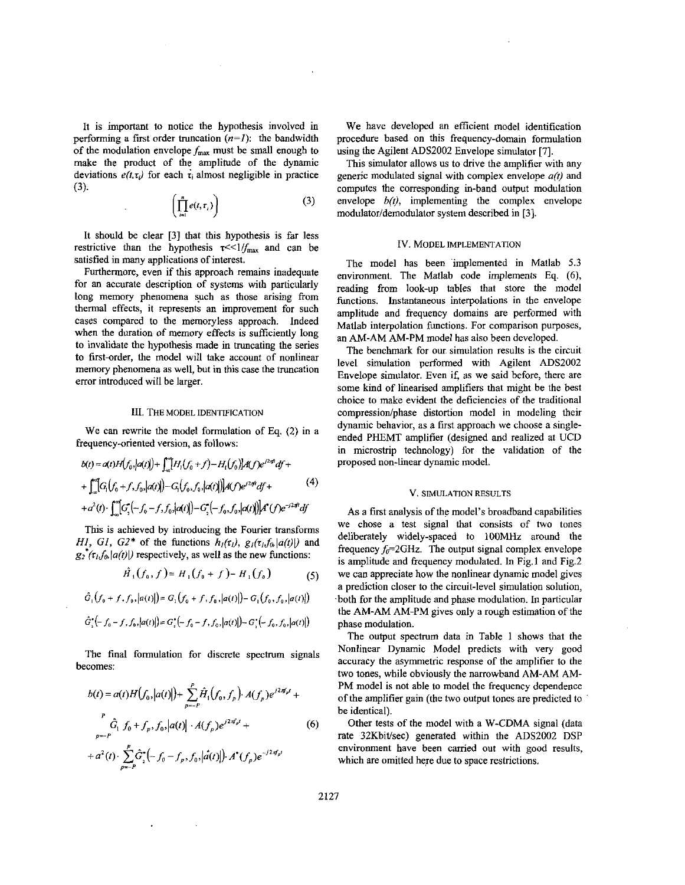It is important to notice the hypothesis involved in performing a first order truncation ($n=1$): the bandwidth of the modulation envelope $f_{max}$ must be small enough to make the product of the amplitude of the dynamic deviations $e(t,\tau_i)$ for each $\tau_i$ almost negligible in practice (3).

$$\left(\prod_{i=1}^{n} e(t,\tau_i)\right) \tag{3}$$

It should be clear [3] that this hypothesis is far less restrictive than the hypothesis $\tau << 1/f_{max}$ and can be satisfied in many applications of interest.

Furthermore, even if this approach remains inadequate for an accurate description of systems with particularly long memory phenomena such as those arising from thermal effects, it represents an improvement for such cases compared to the memoryless approach. Indeed when the duration of memory effects is sufficiently long to invalidate the hypothesis made in truncating the series to first-order, the model will take account of nonlinear memory phenomena as well, but in this case the truncation error introduced will be larger.

## III. The Model Identification

We can rewrite the model formulation of Eq. (2) in a frequency-oriented version, as follows:

$$\begin{aligned} b(t) &= a(t)H(f_0,|a(t)|) + \int_{-\infty}^{\infty}[H_1(f_0+f) - H_1(f_0)]A(f)e^{j2\pi ft}df + \\ &+ \int_{-\infty}^{\infty}[G_1(f_0+f,f_0,|a(t)|) - G_1(f_0,f_0,|a(t)|)]A(f)e^{j2\pi ft}df + \\ &+ a^2(t)\cdot\int_{-\infty}^{\infty}[G_2^*(-f_0-f,f_0,|a(t)|) - G_2^*(-f_0,f_0,|a(t)|)]A^*(f)e^{-j2\pi ft}df \end{aligned} \tag{4}$$

This is achieved by introducing the Fourier transforms $H1$, $G1$, $G2^*$ of the functions $h_1(\tau_1)$, $g_1(\tau_1,f_0,|a(t)|)$ and $g_2^*(\tau_1,f_0,|a(t)|)$ respectively, as well as the new functions:

$$\hat{H}_1(f_0,f) = H_1(f_0+f) - H_1(f_0) \tag{5}$$

$$\hat{G}_1(f_0+f,f_0,|a(t)|) = G_1(f_0+f,f_0,|a(t)|) - G_1(f_0,f_0,|a(t)|)$$

$$\hat{G}_2^*(-f_0-f,f_0,|a(t)|) = G_2^*(-f_0-f,f_0,|a(t)|) - G_2^*(-f_0,f_0,|a(t)|)$$

The final formulation for discrete spectrum signals becomes:

$$\begin{aligned} b(t) &= a(t)H(f_0,|a(t)|) + \sum_{p=-P}^{P}\hat{H}_1(f_0,f_p)\cdot A(f_p)e^{j2\pi f_p t} + \\ &\sum_{p=-P}^{P}\hat{G}_1(f_0+f_p,f_0,|a(t)|)\cdot A(f_p)e^{j2\pi f_p t} + \\ &+ a^2(t)\cdot\sum_{p=-P}^{P}\hat{G}_2^*(-f_0-f_p,f_0,|\dot{a}(t)|)\cdot A^*(f_p)e^{-j2\pi f_p t} \end{aligned} \tag{6}$$

We have developed an efficient model identification procedure based on this frequency-domain formulation using the Agilent ADS2002 Envelope simulator [7].

This simulator allows us to drive the amplifier with any generic modulated signal with complex envelope $a(t)$ and computes the corresponding in-band output modulation envelope $b(t)$, implementing the complex envelope modulator/demodulator system described in [3].

## IV. Model Implementation

The model has been implemented in Matlab 5.3 environment. The Matlab code implements Eq. (6), reading from look-up tables that store the model functions. Instantaneous interpolations in the envelope amplitude and frequency domains are performed with Matlab interpolation functions. For comparison purposes, an AM-AM AM-PM model has also been developed.

The benchmark for our simulation results is the circuit level simulation performed with Agilent ADS2002 Envelope simulator. Even if, as we said before, there are some kind of linearised amplifiers that might be the best choice to make evident the deficiencies of the traditional compression/phase distortion model in modeling their dynamic behavior, as a first approach we choose a single-ended PHEMT amplifier (designed and realized at UCD in microstrip technology) for the validation of the proposed non-linear dynamic model.

## V. Simulation Results

As a first analysis of the model's broadband capabilities we chose a test signal that consists of two tones deliberately widely-spaced to 100MHz around the frequency $f_0$=2GHz. The output signal complex envelope is amplitude and frequency modulated. In Fig.1 and Fig.2 we can appreciate how the nonlinear dynamic model gives a prediction closer to the circuit-level simulation solution, both for the amplitude and phase modulation. In particular the AM-AM AM-PM gives only a rough estimation of the phase modulation.

The output spectrum data in Table 1 shows that the Nonlinear Dynamic Model predicts with very good accuracy the asymmetric response of the amplifier to the two tones, while obviously the narrowband AM-AM AM-PM model is not able to model the frequency dependence of the amplifier gain (the two output tones are predicted to be identical).

Other tests of the model with a W-CDMA signal (data rate 32Kbit/sec) generated within the ADS2002 DSP environment have been carried out with good results, which are omitted here due to space restrictions.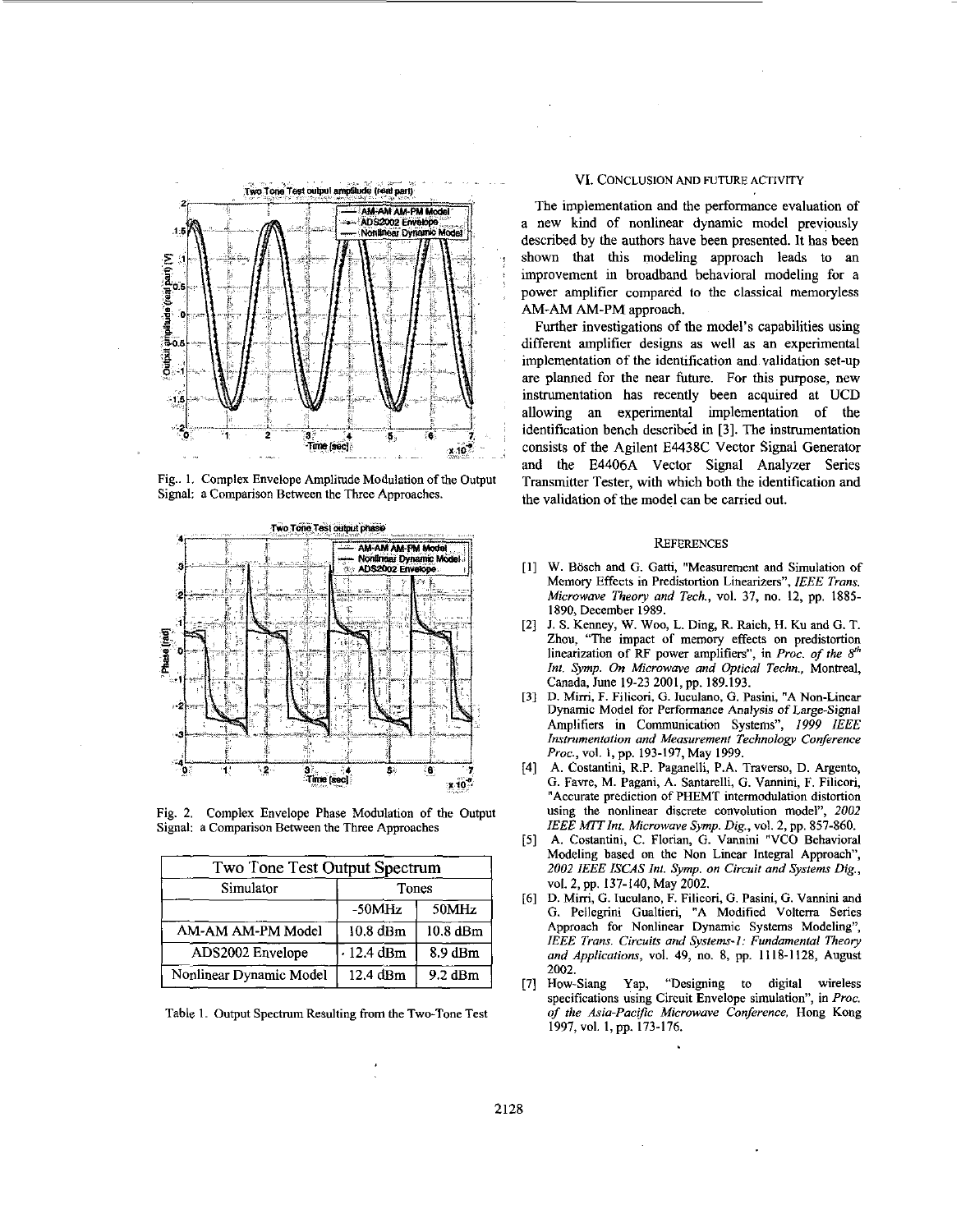Two Tone Test output amplitude (real part)

AM-AM AM-PM Model
ADS2002 Envelope
Nonlinear Dynamic Model

Output amplitude (real part) [V]

Time [sec]

x 10

Fig.. 1. Complex Envelope Amplitude Modulation of the Output Signal: a Comparison Between the Three Approaches.

Two Tone Test output phase

AM-AM AM-PM Model
Nonlinear Dynamic Model
ADS2002 Envelope

Phase [rad]

Time [sec]

x 10

Fig. 2. Complex Envelope Phase Modulation of the Output Signal: a Comparison Between the Three Approaches

| Two Tone Test Output Spectrum | | |
|---|---|---|
| Simulator | Tones | |
| | -50MHz | 50MHz |
| AM-AM AM-PM Model | 10.8 dBm | 10.8 dBm |
| ADS2002 Envelope | 12.4 dBm | 8.9 dBm |
| Nonlinear Dynamic Model | 12.4 dBm | 9.2 dBm |

Table 1. Output Spectrum Resulting from the Two-Tone Test

## VI. CONCLUSION AND FUTURE ACTIVITY

The implementation and the performance evaluation of a new kind of nonlinear dynamic model previously described by the authors have been presented. It has been shown that this modeling approach leads to an improvement in broadband behavioral modeling for a power amplifier compared to the classical memoryless AM-AM AM-PM approach.

Further investigations of the model's capabilities using different amplifier designs as well as an experimental implementation of the identification and validation set-up are planned for the near future. For this purpose, new instrumentation has recently been acquired at UCD allowing an experimental implementation of the identification bench described in [3]. The instrumentation consists of the Agilent E4438C Vector Signal Generator and the E4406A Vector Signal Analyzer Series Transmitter Tester, with which both the identification and the validation of the model can be carried out.

## REFERENCES

[1] W. Bösch and G. Gatti, "Measurement and Simulation of Memory Effects in Predistortion Linearizers", *IEEE Trans. Microwave Theory and Tech.*, vol. 37, no. 12, pp. 1885-1890, December 1989.

[2] J. S. Kenney, W. Woo, L. Ding, R. Raich, H. Ku and G. T. Zhou, "The impact of memory effects on predistortion linearization of RF power amplifiers", in *Proc. of the 8th Int. Symp. On Microwave and Optical Techn.*, Montreal, Canada, June 19-23 2001, pp. 189.193.

[3] D. Mirri, F. Filicori, G. Iuculano, G. Pasini, "A Non-Linear Dynamic Model for Performance Analysis of Large-Signal Amplifiers in Communication Systems", *1999 IEEE Instrumentation and Measurement Technology Conference Proc.*, vol. 1, pp. 193-197, May 1999.

[4] A. Costantini, R.P. Paganelli, P.A. Traverso, D. Argento, G. Favre, M. Pagani, A. Santarelli, G. Vannini, F. Filicori, "Accurate prediction of PHEMT intermodulation distortion using the nonlinear discrete convolution model", *2002 IEEE MTT Int. Microwave Symp. Dig.*, vol. 2, pp. 857-860.

[5] A. Costantini, C. Florian, G. Vannini "VCO Behavioral Modeling based on the Non Linear Integral Approach", *2002 IEEE ISCAS Int. Symp. on Circuit and Systems Dig.*, vol. 2, pp. 137-140, May 2002.

[6] D. Mirri, G. Iuculano, F. Filicori, G. Pasini, G. Vannini and G. Pellegrini Gualtieri, "A Modified Volterra Series Approach for Nonlinear Dynamic Systems Modeling", *IEEE Trans. Circuits and Systems-1: Fundamental Theory and Applications*, vol. 49, no. 8, pp. 1118-1128, August 2002.

[7] How-Siang Yap, "Designing to digital wireless specifications using Circuit Envelope simulation", in *Proc. of the Asia-Pacific Microwave Conference*, Hong Kong 1997, vol. 1, pp. 173-176.